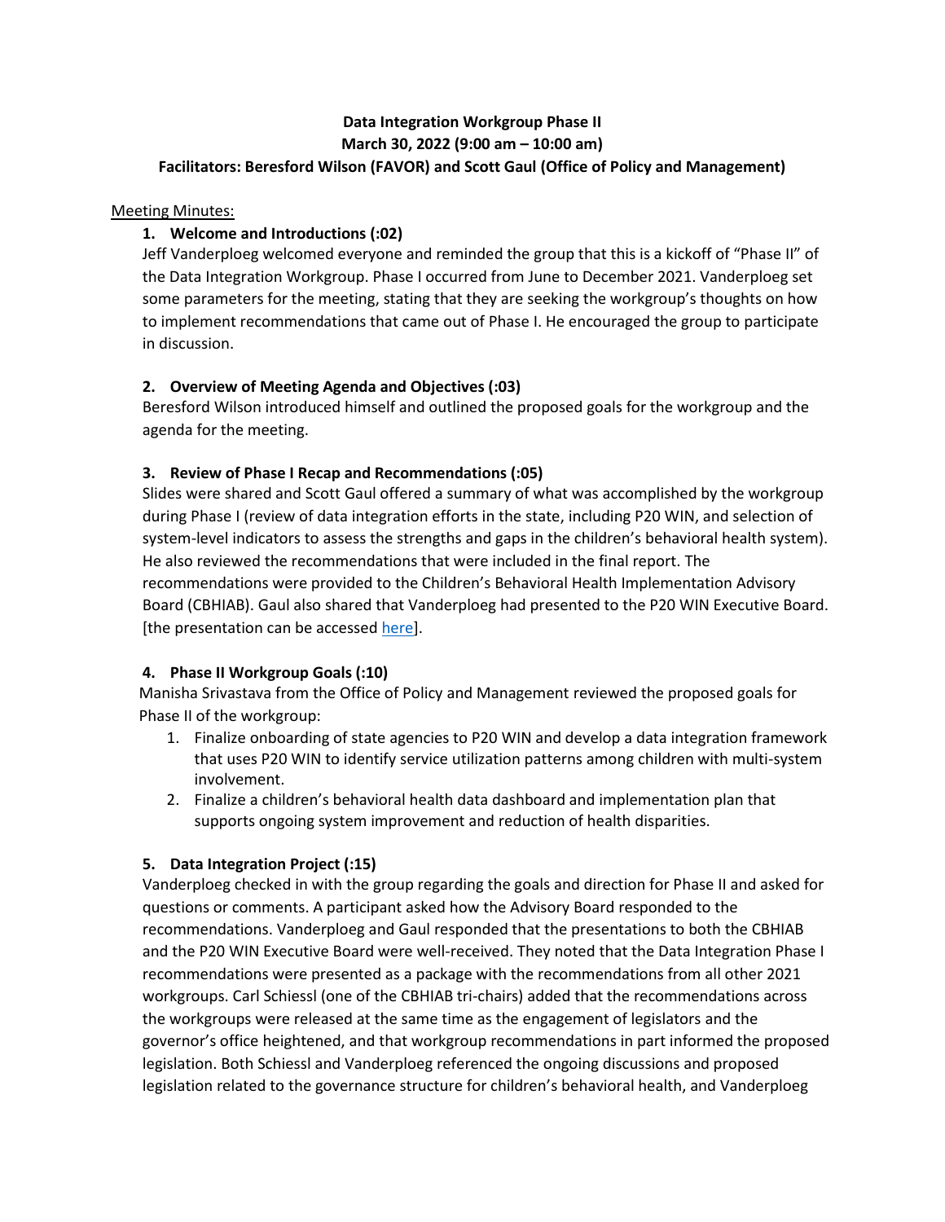**Data Integration Workgroup Phase II**
**March 30, 2022 (9:00 am – 10:00 am)**
**Facilitators: Beresford Wilson (FAVOR) and Scott Gaul (Office of Policy and Management)**

Meeting Minutes:

1. **Welcome and Introductions (:02)**

   Jeff Vanderploeg welcomed everyone and reminded the group that this is a kickoff of "Phase II" of the Data Integration Workgroup. Phase I occurred from June to December 2021. Vanderploeg set some parameters for the meeting, stating that they are seeking the workgroup's thoughts on how to implement recommendations that came out of Phase I. He encouraged the group to participate in discussion.

2. **Overview of Meeting Agenda and Objectives (:03)**

   Beresford Wilson introduced himself and outlined the proposed goals for the workgroup and the agenda for the meeting.

3. **Review of Phase I Recap and Recommendations (:05)**

   Slides were shared and Scott Gaul offered a summary of what was accomplished by the workgroup during Phase I (review of data integration efforts in the state, including P20 WIN, and selection of system-level indicators to assess the strengths and gaps in the children's behavioral health system). He also reviewed the recommendations that were included in the final report. The recommendations were provided to the Children's Behavioral Health Implementation Advisory Board (CBHIAB). Gaul also shared that Vanderploeg had presented to the P20 WIN Executive Board. [the presentation can be accessed here].

4. **Phase II Workgroup Goals (:10)**

   Manisha Srivastava from the Office of Policy and Management reviewed the proposed goals for Phase II of the workgroup:

   1. Finalize onboarding of state agencies to P20 WIN and develop a data integration framework that uses P20 WIN to identify service utilization patterns among children with multi-system involvement.
   2. Finalize a children's behavioral health data dashboard and implementation plan that supports ongoing system improvement and reduction of health disparities.

5. **Data Integration Project (:15)**

   Vanderploeg checked in with the group regarding the goals and direction for Phase II and asked for questions or comments. A participant asked how the Advisory Board responded to the recommendations. Vanderploeg and Gaul responded that the presentations to both the CBHIAB and the P20 WIN Executive Board were well-received. They noted that the Data Integration Phase I recommendations were presented as a package with the recommendations from all other 2021 workgroups. Carl Schiessl (one of the CBHIAB tri-chairs) added that the recommendations across the workgroups were released at the same time as the engagement of legislators and the governor's office heightened, and that workgroup recommendations in part informed the proposed legislation. Both Schiessl and Vanderploeg referenced the ongoing discussions and proposed legislation related to the governance structure for children's behavioral health, and Vanderploeg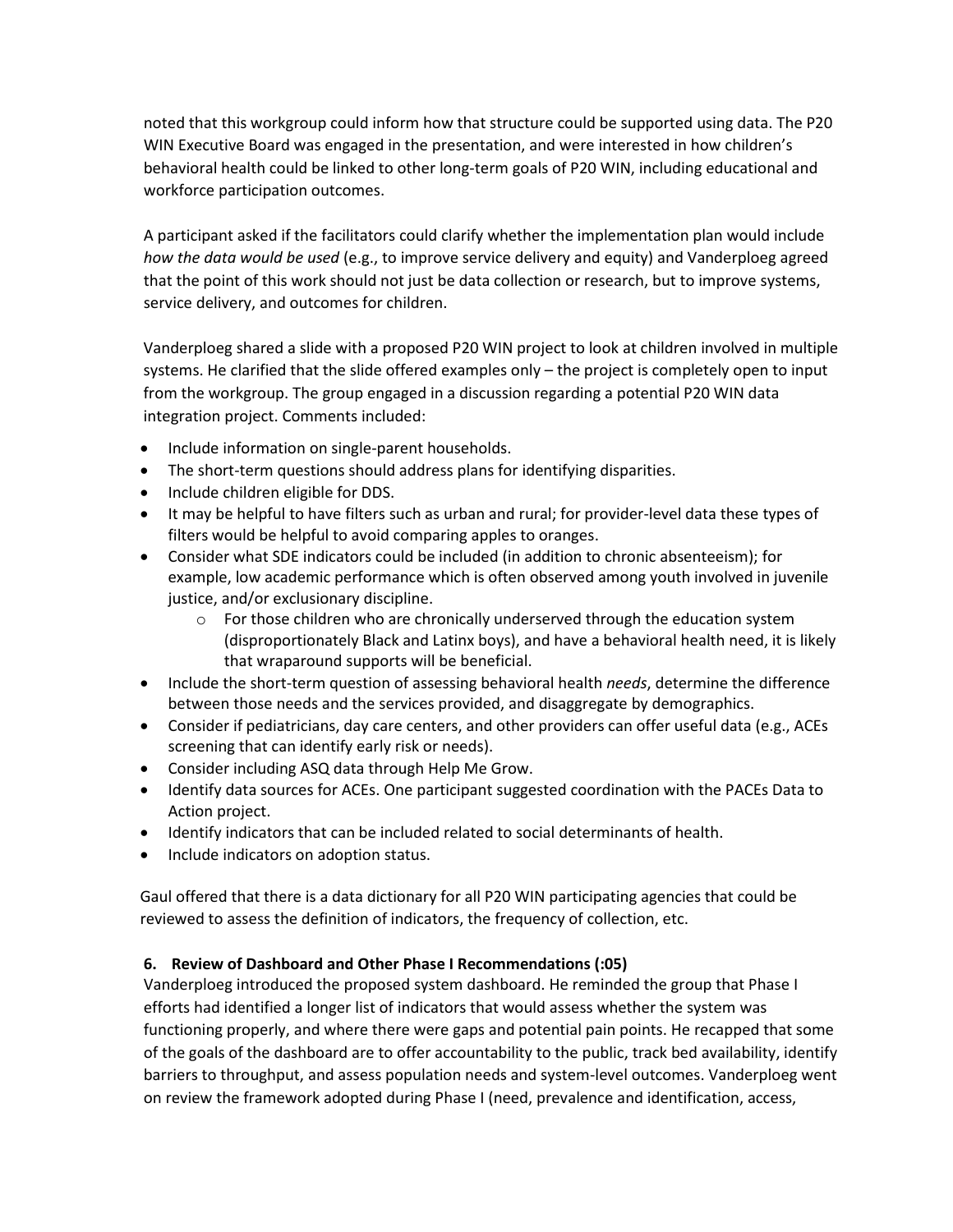noted that this workgroup could inform how that structure could be supported using data. The P20 WIN Executive Board was engaged in the presentation, and were interested in how children's behavioral health could be linked to other long-term goals of P20 WIN, including educational and workforce participation outcomes.

A participant asked if the facilitators could clarify whether the implementation plan would include *how the data would be used* (e.g., to improve service delivery and equity) and Vanderploeg agreed that the point of this work should not just be data collection or research, but to improve systems, service delivery, and outcomes for children.

Vanderploeg shared a slide with a proposed P20 WIN project to look at children involved in multiple systems. He clarified that the slide offered examples only – the project is completely open to input from the workgroup. The group engaged in a discussion regarding a potential P20 WIN data integration project. Comments included:

- Include information on single-parent households.
- The short-term questions should address plans for identifying disparities.
- Include children eligible for DDS.
- It may be helpful to have filters such as urban and rural; for provider-level data these types of filters would be helpful to avoid comparing apples to oranges.
- Consider what SDE indicators could be included (in addition to chronic absenteeism); for example, low academic performance which is often observed among youth involved in juvenile justice, and/or exclusionary discipline.
    - For those children who are chronically underserved through the education system (disproportionately Black and Latinx boys), and have a behavioral health need, it is likely that wraparound supports will be beneficial.
- Include the short-term question of assessing behavioral health *needs*, determine the difference between those needs and the services provided, and disaggregate by demographics.
- Consider if pediatricians, day care centers, and other providers can offer useful data (e.g., ACEs screening that can identify early risk or needs).
- Consider including ASQ data through Help Me Grow.
- Identify data sources for ACEs. One participant suggested coordination with the PACEs Data to Action project.
- Identify indicators that can be included related to social determinants of health.
- Include indicators on adoption status.

Gaul offered that there is a data dictionary for all P20 WIN participating agencies that could be reviewed to assess the definition of indicators, the frequency of collection, etc.

**6. Review of Dashboard and Other Phase I Recommendations (:05)**

Vanderploeg introduced the proposed system dashboard. He reminded the group that Phase I efforts had identified a longer list of indicators that would assess whether the system was functioning properly, and where there were gaps and potential pain points. He recapped that some of the goals of the dashboard are to offer accountability to the public, track bed availability, identify barriers to throughput, and assess population needs and system-level outcomes. Vanderploeg went on review the framework adopted during Phase I (need, prevalence and identification, access,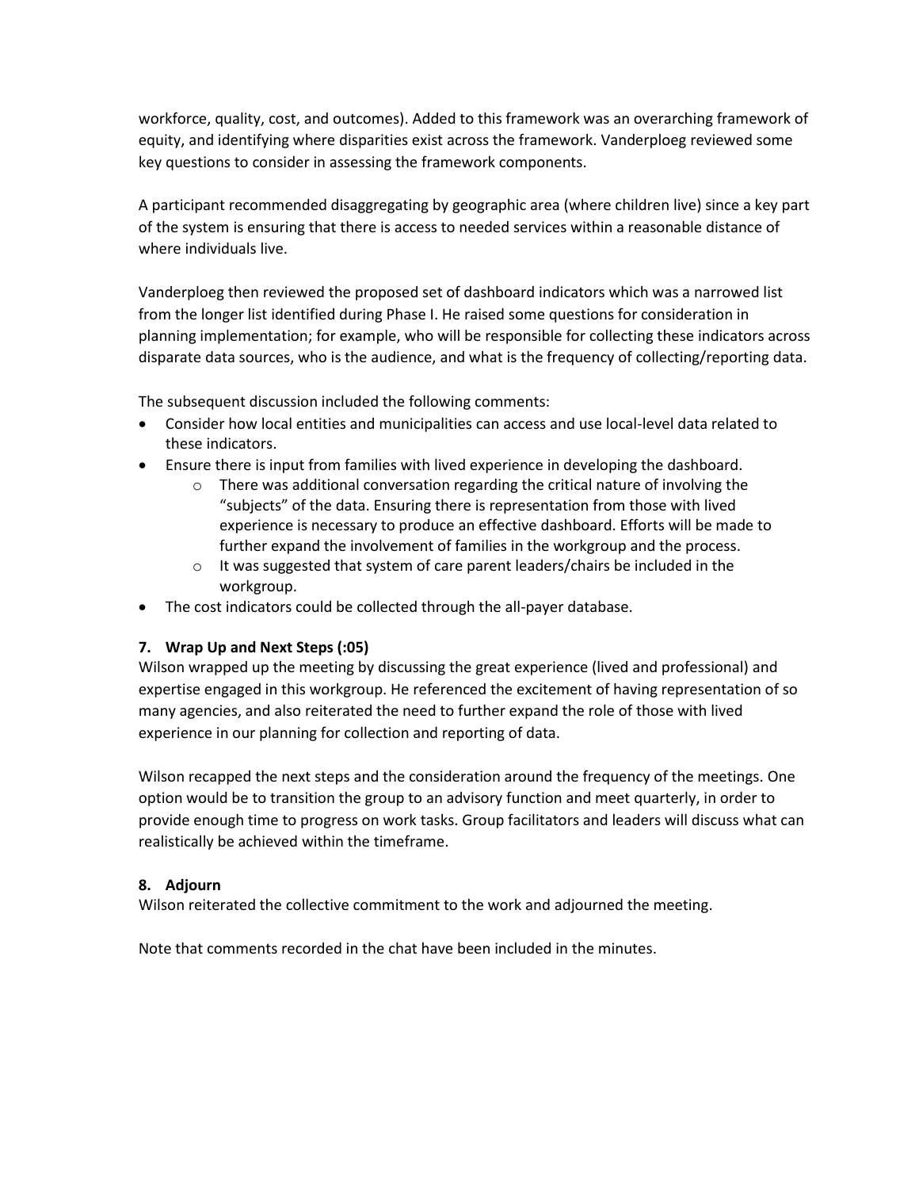workforce, quality, cost, and outcomes). Added to this framework was an overarching framework of equity, and identifying where disparities exist across the framework. Vanderploeg reviewed some key questions to consider in assessing the framework components.

A participant recommended disaggregating by geographic area (where children live) since a key part of the system is ensuring that there is access to needed services within a reasonable distance of where individuals live.

Vanderploeg then reviewed the proposed set of dashboard indicators which was a narrowed list from the longer list identified during Phase I. He raised some questions for consideration in planning implementation; for example, who will be responsible for collecting these indicators across disparate data sources, who is the audience, and what is the frequency of collecting/reporting data.

The subsequent discussion included the following comments:

- Consider how local entities and municipalities can access and use local-level data related to these indicators.
- Ensure there is input from families with lived experience in developing the dashboard.
    - There was additional conversation regarding the critical nature of involving the "subjects" of the data. Ensuring there is representation from those with lived experience is necessary to produce an effective dashboard. Efforts will be made to further expand the involvement of families in the workgroup and the process.
    - It was suggested that system of care parent leaders/chairs be included in the workgroup.
- The cost indicators could be collected through the all-payer database.

### 7. Wrap Up and Next Steps (:05)

Wilson wrapped up the meeting by discussing the great experience (lived and professional) and expertise engaged in this workgroup. He referenced the excitement of having representation of so many agencies, and also reiterated the need to further expand the role of those with lived experience in our planning for collection and reporting of data.

Wilson recapped the next steps and the consideration around the frequency of the meetings. One option would be to transition the group to an advisory function and meet quarterly, in order to provide enough time to progress on work tasks. Group facilitators and leaders will discuss what can realistically be achieved within the timeframe.

### 8. Adjourn

Wilson reiterated the collective commitment to the work and adjourned the meeting.

Note that comments recorded in the chat have been included in the minutes.